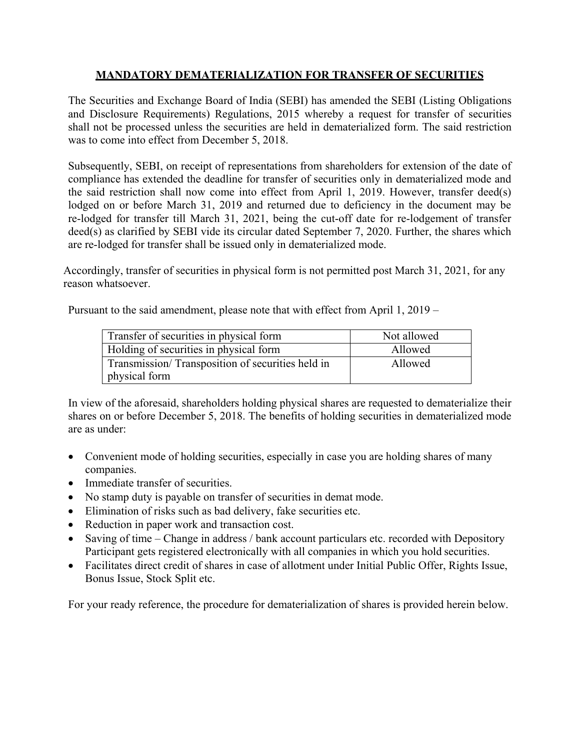# MANDATORY DEMATERIALIZATION FOR TRANSFER OF SECURITIES

The Securities and Exchange Board of India (SEBI) has amended the SEBI (Listing Obligations and Disclosure Requirements) Regulations, 2015 whereby a request for transfer of securities shall not be processed unless the securities are held in dematerialized form. The said restriction was to come into effect from December 5, 2018.

Subsequently, SEBI, on receipt of representations from shareholders for extension of the date of compliance has extended the deadline for transfer of securities only in dematerialized mode and the said restriction shall now come into effect from April 1, 2019. However, transfer deed(s) lodged on or before March 31, 2019 and returned due to deficiency in the document may be re-lodged for transfer till March 31, 2021, being the cut-off date for re-lodgement of transfer deed(s) as clarified by SEBI vide its circular dated September 7, 2020. Further, the shares which are re-lodged for transfer shall be issued only in dematerialized mode.

Accordingly, transfer of securities in physical form is not permitted post March 31, 2021, for any reason whatsoever.

Pursuant to the said amendment, please note that with effect from April 1, 2019 –

| | |
|---|---|
| Transfer of securities in physical form | Not allowed |
| Holding of securities in physical form | Allowed |
| Transmission/ Transposition of securities held in physical form | Allowed |

In view of the aforesaid, shareholders holding physical shares are requested to dematerialize their shares on or before December 5, 2018. The benefits of holding securities in dematerialized mode are as under:

- Convenient mode of holding securities, especially in case you are holding shares of many companies.
- Immediate transfer of securities.
- No stamp duty is payable on transfer of securities in demat mode.
- Elimination of risks such as bad delivery, fake securities etc.
- Reduction in paper work and transaction cost.
- Saving of time – Change in address / bank account particulars etc. recorded with Depository Participant gets registered electronically with all companies in which you hold securities.
- Facilitates direct credit of shares in case of allotment under Initial Public Offer, Rights Issue, Bonus Issue, Stock Split etc.

For your ready reference, the procedure for dematerialization of shares is provided herein below.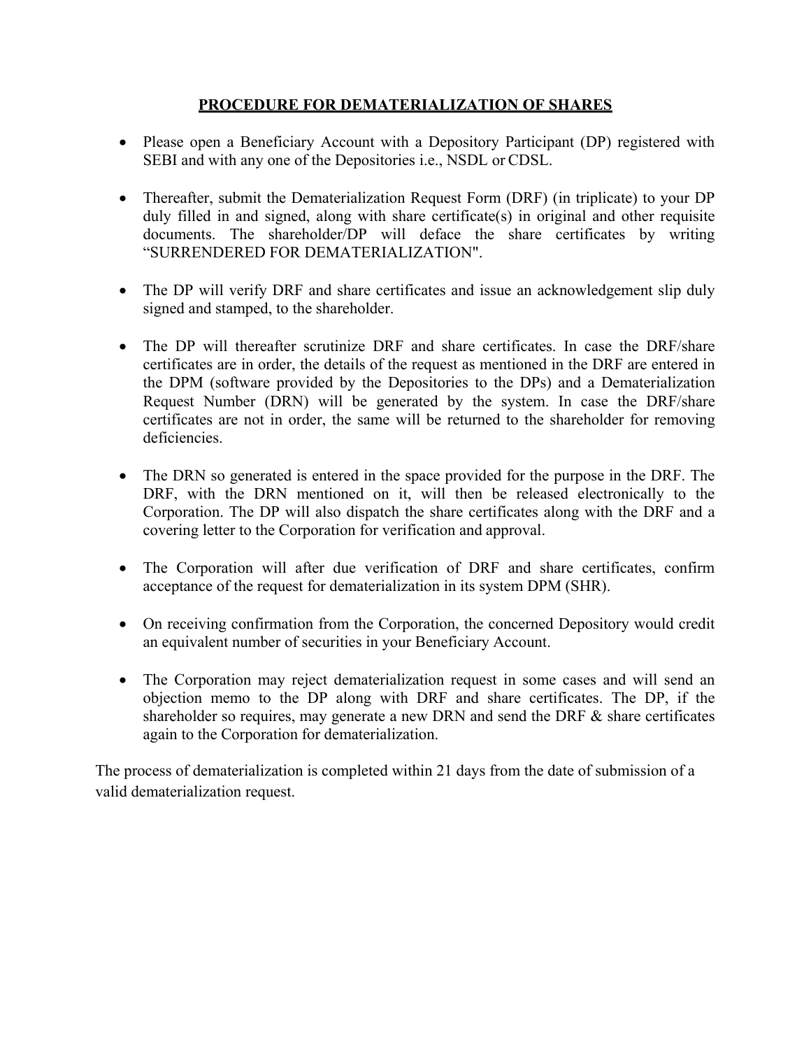# PROCEDURE FOR DEMATERIALIZATION OF SHARES

- Please open a Beneficiary Account with a Depository Participant (DP) registered with SEBI and with any one of the Depositories i.e., NSDL or CDSL.

- Thereafter, submit the Dematerialization Request Form (DRF) (in triplicate) to your DP duly filled in and signed, along with share certificate(s) in original and other requisite documents. The shareholder/DP will deface the share certificates by writing "SURRENDERED FOR DEMATERIALIZATION".

- The DP will verify DRF and share certificates and issue an acknowledgement slip duly signed and stamped, to the shareholder.

- The DP will thereafter scrutinize DRF and share certificates. In case the DRF/share certificates are in order, the details of the request as mentioned in the DRF are entered in the DPM (software provided by the Depositories to the DPs) and a Dematerialization Request Number (DRN) will be generated by the system. In case the DRF/share certificates are not in order, the same will be returned to the shareholder for removing deficiencies.

- The DRN so generated is entered in the space provided for the purpose in the DRF. The DRF, with the DRN mentioned on it, will then be released electronically to the Corporation. The DP will also dispatch the share certificates along with the DRF and a covering letter to the Corporation for verification and approval.

- The Corporation will after due verification of DRF and share certificates, confirm acceptance of the request for dematerialization in its system DPM (SHR).

- On receiving confirmation from the Corporation, the concerned Depository would credit an equivalent number of securities in your Beneficiary Account.

- The Corporation may reject dematerialization request in some cases and will send an objection memo to the DP along with DRF and share certificates. The DP, if the shareholder so requires, may generate a new DRN and send the DRF & share certificates again to the Corporation for dematerialization.

The process of dematerialization is completed within 21 days from the date of submission of a valid dematerialization request.